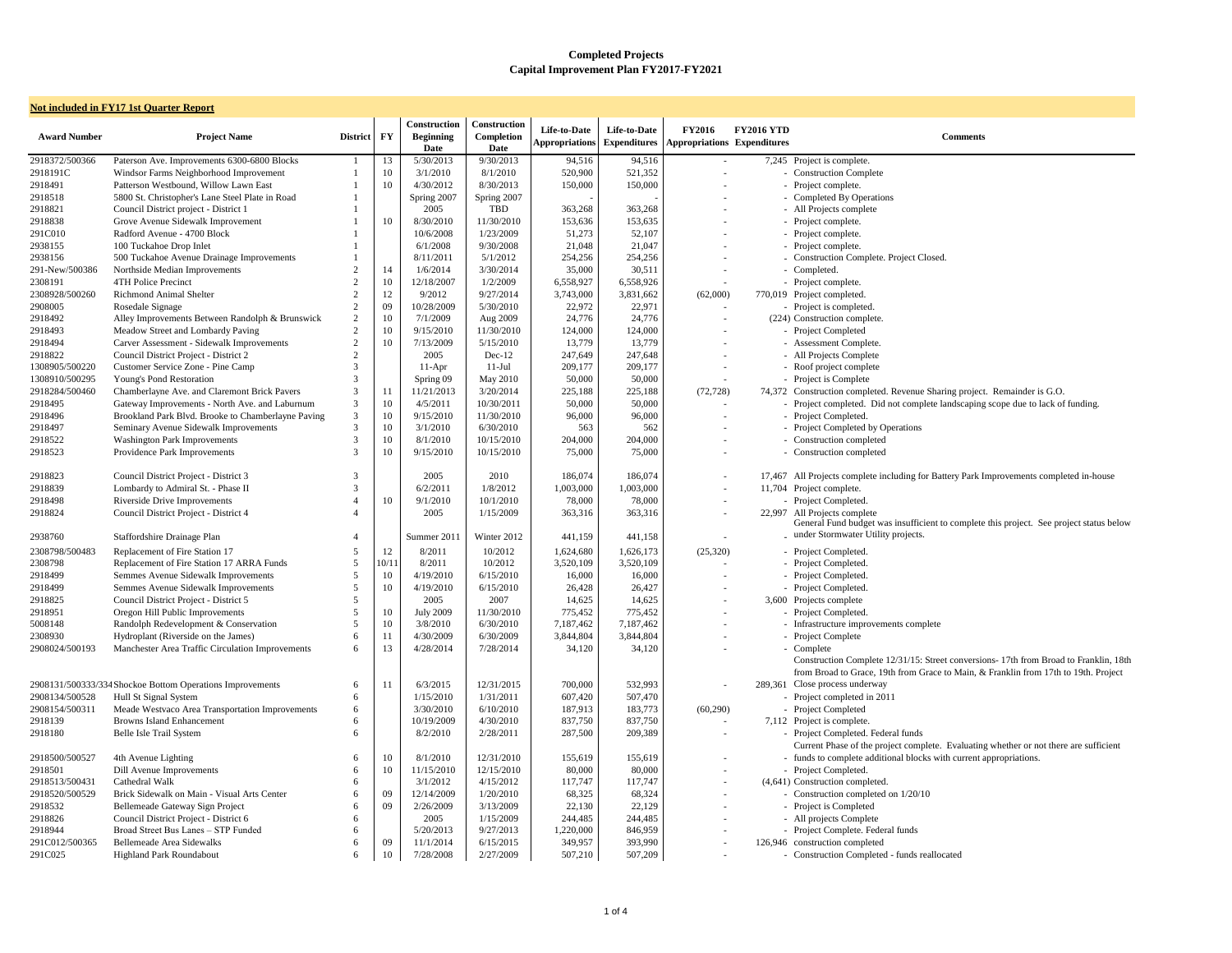# Completed Projects
## Capital Improvement Plan FY2017-FY2021

**Not included in FY17 1st Quarter Report**

| Award Number | Project Name | District | FY | Construction Beginning Date | Construction Completion Date | Life-to-Date Appropriations | Life-to-Date Expenditures | FY2016 Appropriations | FY2016 YTD Expenditures | Comments |
|---|---|---|---|---|---|---|---|---|---|---|
| 2918372/500366 | Paterson Ave. Improvements 6300-6800 Blocks | 1 | 13 | 5/30/2013 | 9/30/2013 | 94,516 | 94,516 | - | 7,245 | Project is complete. |
| 2918191C | Windsor Farms Neighborhood Improvement | 1 | 10 | 3/1/2010 | 8/1/2010 | 520,900 | 521,352 | - | - | Construction Complete |
| 2918491 | Patterson Westbound, Willow Lawn East | 1 | 10 | 4/30/2012 | 8/30/2013 | 150,000 | 150,000 | - | - | Project complete. |
| 2918518 | 5800 St. Christopher's Lane Steel Plate in Road | 1 | | Spring 2007 | Spring 2007 | - | - | - | - | Completed By Operations |
| 2918821 | Council District project - District 1 | 1 | | 2005 | TBD | 363,268 | 363,268 | - | - | All Projects complete |
| 2918838 | Grove Avenue Sidewalk Improvement | 1 | 10 | 8/30/2010 | 11/30/2010 | 153,636 | 153,635 | - | - | Project complete. |
| 291C010 | Radford Avenue - 4700 Block | 1 | | 10/6/2008 | 1/23/2009 | 51,273 | 52,107 | - | - | Project complete. |
| 2938155 | 100 Tuckahoe Drop Inlet | 1 | | 6/1/2008 | 9/30/2008 | 21,048 | 21,047 | - | - | Project complete. |
| 2938156 | 500 Tuckahoe Avenue Drainage Improvements | 1 | | 8/11/2011 | 5/1/2012 | 254,256 | 254,256 | - | - | Construction Complete. Project Closed. |
| 291-New/500386 | Northside Median Improvements | 2 | 14 | 1/6/2014 | 3/30/2014 | 35,000 | 30,511 | - | - | Completed. |
| 2308191 | 4TH Police Precinct | 2 | 10 | 12/18/2007 | 1/2/2009 | 6,558,927 | 6,558,926 | - | - | Project complete. |
| 2308928/500260 | Richmond Animal Shelter | 2 | 12 | 9/2012 | 9/27/2014 | 3,743,000 | 3,831,662 | (62,000) | 770,019 | Project completed. |
| 2908005 | Rosedale Signage | 2 | 09 | 10/28/2009 | 5/30/2010 | 22,972 | 22,971 | - | - | Project is completed. |
| 2918492 | Alley Improvements Between Randolph & Brunswick | 2 | 10 | 7/1/2009 | Aug 2009 | 24,776 | 24,776 | - | (224) | Construction complete. |
| 2918493 | Meadow Street and Lombardy Paving | 2 | 10 | 9/15/2010 | 11/30/2010 | 124,000 | 124,000 | - | - | Project Completed |
| 2918494 | Carver Assessment - Sidewalk Improvements | 2 | 10 | 7/13/2009 | 5/15/2010 | 13,779 | 13,779 | - | - | Assessment Complete. |
| 2918822 | Council District Project - District 2 | 2 | | 2005 | Dec-12 | 247,649 | 247,648 | - | - | All Projects Complete |
| 1308905/500220 | Customer Service Zone - Pine Camp | 3 | | 11-Apr | 11-Jul | 209,177 | 209,177 | - | - | Roof project complete |
| 1308910/500295 | Young's Pond Restoration | 3 | | Spring 09 | May 2010 | 50,000 | 50,000 | - | - | Project is Complete |
| 2918284/500460 | Chamberlayne Ave. and Claremont Brick Pavers | 3 | 11 | 11/21/2013 | 3/20/2014 | 225,188 | 225,188 | (72,728) | 74,372 | Construction completed. Revenue Sharing project. Remainder is G.O. |
| 2918495 | Gateway Improvements - North Ave. and Laburnum | 3 | 10 | 4/5/2011 | 10/30/2011 | 50,000 | 50,000 | - | - | Project completed. Did not complete landscaping scope due to lack of funding. |
| 2918496 | Brookland Park Blvd. Brooke to Chamberlayne Paving | 3 | 10 | 9/15/2010 | 11/30/2010 | 96,000 | 96,000 | - | - | Project Completed. |
| 2918497 | Seminary Avenue Sidewalk Improvements | 3 | 10 | 3/1/2010 | 6/30/2010 | 563 | 562 | - | - | Project Completed by Operations |
| 2918522 | Washington Park Improvements | 3 | 10 | 8/1/2010 | 10/15/2010 | 204,000 | 204,000 | - | - | Construction completed |
| 2918523 | Providence Park Improvements | 3 | 10 | 9/15/2010 | 10/15/2010 | 75,000 | 75,000 | - | - | Construction completed |
| 2918823 | Council District Project - District 3 | 3 | | 2005 | 2010 | 186,074 | 186,074 | - | 17,467 | All Projects complete including for Battery Park Improvements completed in-house |
| 2918839 | Lombardy to Admiral St. - Phase II | 3 | | 6/2/2011 | 1/8/2012 | 1,003,000 | 1,003,000 | - | 11,704 | Project complete. |
| 2918498 | Riverside Drive Improvements | 4 | 10 | 9/1/2010 | 10/1/2010 | 78,000 | 78,000 | - | - | Project Completed. |
| 2918824 | Council District Project - District 4 | 4 | | 2005 | 1/15/2009 | 363,316 | 363,316 | - | 22,997 | All Projects complete |
| 2938760 | Staffordshire Drainage Plan | 4 | | Summer 2011 | Winter 2012 | 441,159 | 441,158 | - | - | General Fund budget was insufficient to complete this project. See project status below under Stormwater Utility projects. |
| 2308798/500483 | Replacement of Fire Station 17 | 5 | 12 | 8/2011 | 10/2012 | 1,624,680 | 1,626,173 | (25,320) | - | Project Completed. |
| 2308798 | Replacement of Fire Station 17 ARRA Funds | 5 | 10/11 | 8/2011 | 10/2012 | 3,520,109 | 3,520,109 | - | - | Project Completed. |
| 2918499 | Semmes Avenue Sidewalk Improvements | 5 | 10 | 4/19/2010 | 6/15/2010 | 16,000 | 16,000 | - | - | Project Completed. |
| 2918499 | Semmes Avenue Sidewalk Improvements | 5 | 10 | 4/19/2010 | 6/15/2010 | 26,428 | 26,427 | - | - | Project Completed. |
| 2918825 | Council District Project - District 5 | 5 | | 2005 | 2007 | 14,625 | 14,625 | - | 3,600 | Projects complete |
| 2918951 | Oregon Hill Public Improvements | 5 | 10 | July 2009 | 11/30/2010 | 775,452 | 775,452 | - | - | Project Completed. |
| 5008148 | Randolph Redevelopment & Conservation | 5 | 10 | 3/8/2010 | 6/30/2010 | 7,187,462 | 7,187,462 | - | - | Infrastructure improvements complete |
| 2308930 | Hydroplant (Riverside on the James) | 6 | 11 | 4/30/2009 | 6/30/2009 | 3,844,804 | 3,844,804 | - | - | Project Complete |
| 2908024/500193 | Manchester Area Traffic Circulation Improvements | 6 | 13 | 4/28/2014 | 7/28/2014 | 34,120 | 34,120 | - | - | Complete |
| 2908131/500333/334 | Shockoe Bottom Operations Improvements | 6 | 11 | 6/3/2015 | 12/31/2015 | 700,000 | 532,993 | - | 289,361 | Construction Complete 12/31/15: Street conversions- 17th from Broad to Franklin, 18th from Broad to Grace, 19th from Grace to Main, & Franklin from 17th to 19th. Project Close process underway |
| 2908134/500528 | Hull St Signal System | 6 | | 1/15/2010 | 1/31/2011 | 607,420 | 507,470 | | - | Project completed in 2011 |
| 2908154/500311 | Meade Westvaco Area Transportation Improvements | 6 | | 3/30/2010 | 6/10/2010 | 187,913 | 183,773 | (60,290) | - | Project Completed |
| 2918139 | Browns Island Enhancement | 6 | | 10/19/2009 | 4/30/2010 | 837,750 | 837,750 | - | 7,112 | Project is complete. |
| 2918180 | Belle Isle Trail System | 6 | | 8/2/2010 | 2/28/2011 | 287,500 | 209,389 | - | - | Project Completed. Federal funds |
| 2918500/500527 | 4th Avenue Lighting | 6 | 10 | 8/1/2010 | 12/31/2010 | 155,619 | 155,619 | - | - | Current Phase of the project complete. Evaluating whether or not there are sufficient funds to complete additional blocks with current appropriations. |
| 2918501 | Dill Avenue Improvements | 6 | 10 | 11/15/2010 | 12/15/2010 | 80,000 | 80,000 | - | - | Project Completed. |
| 2918513/500431 | Cathedral Walk | 6 | | 3/1/2012 | 4/15/2012 | 117,747 | 117,747 | - | (4,641) | Construction completed. |
| 2918520/500529 | Brick Sidewalk on Main - Visual Arts Center | 6 | 09 | 12/14/2009 | 1/20/2010 | 68,325 | 68,324 | - | - | Construction completed on 1/20/10 |
| 2918532 | Bellemeade Gateway Sign Project | 6 | 09 | 2/26/2009 | 3/13/2009 | 22,130 | 22,129 | - | - | Project is Completed |
| 2918826 | Council District Project - District 6 | 6 | | 2005 | 1/15/2009 | 244,485 | 244,485 | - | - | All projects Complete |
| 2918944 | Broad Street Bus Lanes – STP Funded | 6 | | 5/20/2013 | 9/27/2013 | 1,220,000 | 846,959 | - | - | Project Complete. Federal funds |
| 291C012/500365 | Bellemeade Area Sidewalks | 6 | 09 | 11/1/2014 | 6/15/2015 | 349,957 | 393,990 | - | 126,946 | construction completed |
| 291C025 | Highland Park Roundabout | 6 | 10 | 7/28/2008 | 2/27/2009 | 507,210 | 507,209 | - | - | Construction Completed - funds reallocated |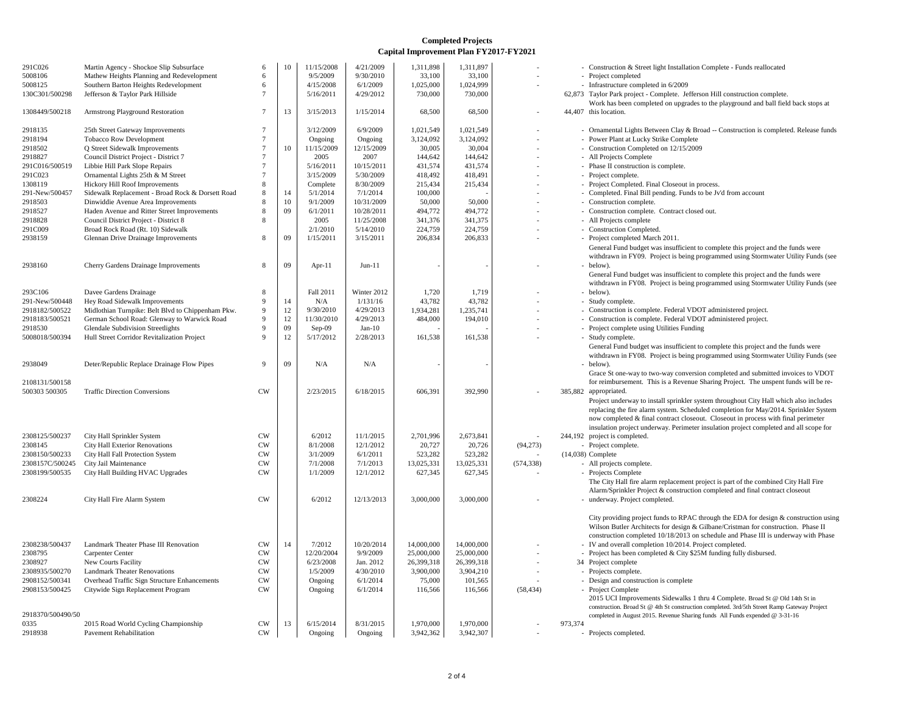# Completed Projects
## Capital Improvement Plan FY2017-FY2021

| | | | | | | | | | | |
|---|---|---|---|---|---|---|---|---|---|---|
| 291C026 | Martin Agency - Shockoe Slip Subsurface | 6 | 10 | 11/15/2008 | 4/21/2009 | 1,311,898 | 1,311,897 | - | - | Construction & Street light Installation Complete - Funds reallocated |
| 5008106 | Mathew Heights Planning and Redevelopment | 6 | | 9/5/2009 | 9/30/2010 | 33,100 | 33,100 | - | - | Project completed |
| 5008125 | Southern Barton Heights Redevelopment | 6 | | 4/15/2008 | 6/1/2009 | 1,025,000 | 1,024,999 | - | - | Infrastructure completed in 6/2009 |
| 130C301/500298 | Jefferson & Taylor Park Hillside | 7 | | 5/16/2011 | 4/29/2012 | 730,000 | 730,000 | | 62,873 | Taylor Park project - Complete. Jefferson Hill construction complete. |
| 1308449/500218 | Armstrong Playground Restoration | 7 | 13 | 3/15/2013 | 1/15/2014 | 68,500 | 68,500 | - | 44,407 | Work has been completed on upgrades to the playground and ball field back stops at this location. |
| 2918135 | 25th Street Gateway Improvements | 7 | | 3/12/2009 | 6/9/2009 | 1,021,549 | 1,021,549 | - | - | Ornamental Lights Between Clay & Broad -- Construction is completed. Release funds |
| 2918194 | Tobacco Row Development | 7 | | Ongoing | Ongoing | 3,124,092 | 3,124,092 | - | - | Power Plant at Lucky Strike Complete |
| 2918502 | Q Street Sidewalk Improvements | 7 | 10 | 11/15/2009 | 12/15/2009 | 30,005 | 30,004 | - | - | Construction Completed on 12/15/2009 |
| 2918827 | Council District Project - District 7 | 7 | | 2005 | 2007 | 144,642 | 144,642 | - | - | All Projects Complete |
| 291C016/500519 | Libbie Hill Park Slope Repairs | 7 | | 5/16/2011 | 10/15/2011 | 431,574 | 431,574 | - | - | Phase II construction is complete. |
| 291C023 | Ornamental Lights 25th & M Street | 7 | | 3/15/2009 | 5/30/2009 | 418,492 | 418,491 | - | - | Project complete. |
| 1308119 | Hickory Hill Roof Improvements | 8 | | Complete | 8/30/2009 | 215,434 | 215,434 | - | - | Project Completed. Final Closeout in process. |
| 291-New/500457 | Sidewalk Replacement - Broad Rock & Dorsett Road | 8 | 14 | 5/1/2014 | 7/1/2014 | 100,000 | - | - | - | Completed. Final Bill pending. Funds to be Jv'd from account |
| 2918503 | Dinwiddie Avenue Area Improvements | 8 | 10 | 9/1/2009 | 10/31/2009 | 50,000 | 50,000 | - | - | Construction complete. |
| 2918527 | Haden Avenue and Ritter Street Improvements | 8 | 09 | 6/1/2011 | 10/28/2011 | 494,772 | 494,772 | - | - | Construction complete. Contract closed out. |
| 2918828 | Council District Project - District 8 | 8 | | 2005 | 11/25/2008 | 341,376 | 341,375 | - | - | All Projects complete |
| 291C009 | Broad Rock Road (Rt. 10) Sidewalk | | | 2/1/2010 | 5/14/2010 | 224,759 | 224,759 | - | - | Construction Completed. |
| 2938159 | Glennan Drive Drainage Improvements | 8 | 09 | 1/15/2011 | 3/15/2011 | 206,834 | 206,833 | - | - | Project completed March 2011. |
| 2938160 | Cherry Gardens Drainage Improvements | 8 | 09 | Apr-11 | Jun-11 | - | - | - | - | General Fund budget was insufficient to complete this project and the funds were withdrawn in FY09. Project is being programmed using Stormwater Utility Funds (see below). |
| 293C106 | Davee Gardens Drainage | 8 | | Fall 2011 | Winter 2012 | 1,720 | 1,719 | - | - | General Fund budget was insufficient to complete this project and the funds were withdrawn in FY08. Project is being programmed using Stormwater Utility Funds (see below). |
| 291-New/500448 | Hey Road Sidewalk Improvements | 9 | 14 | N/A | 1/131/16 | 43,782 | 43,782 | - | - | Study complete. |
| 2918182/500522 | Midlothian Turnpike: Belt Blvd to Chippenham Pkw. | 9 | 12 | 9/30/2010 | 4/29/2013 | 1,934,281 | 1,235,741 | - | - | Construction is complete. Federal VDOT administered project. |
| 2918183/500521 | German School Road: Glenway to Warwick Road | 9 | 12 | 11/30/2010 | 4/29/2013 | 484,000 | 194,010 | - | - | Construction is complete. Federal VDOT administered project. |
| 2918530 | Glendale Subdivision Streetlights | 9 | 09 | Sep-09 | Jan-10 | - | - | - | - | Project complete using Utilities Funding |
| 5008018/500394 | Hull Street Corridor Revitalization Project | 9 | 12 | 5/17/2012 | 2/28/2013 | 161,538 | 161,538 | - | - | Study complete. |
| 2938049 | Deter/Republic Replace Drainage Flow Pipes | 9 | 09 | N/A | N/A | - | - | | - | General Fund budget was insufficient to complete this project and the funds were withdrawn in FY08. Project is being programmed using Stormwater Utility Funds (see below). |
| 2108131/500158 500303 500305 | Traffic Direction Conversions | CW | | 2/23/2015 | 6/18/2015 | 606,391 | 392,990 | - | 385,882 | Grace St one-way to two-way conversion completed and submitted invoices to VDOT for reimbursement. This is a Revenue Sharing Project. The unspent funds will be re-appropriated. |
| 2308125/500237 | City Hall Sprinkler System | CW | | 6/2012 | 11/1/2015 | 2,701,996 | 2,673,841 | - | 244,192 | Project underway to install sprinkler system throughout City Hall which also includes replacing the fire alarm system. Scheduled completion for May/2014. Sprinkler System now completed & final contract closeout. Closeout in process with final perimeter insulation project underway. Perimeter insulation project completed and all scope for project is completed. |
| 2308145 | City Hall Exterior Renovations | CW | | 8/1/2008 | 12/1/2012 | 20,727 | 20,726 | (94,273) | - | Project complete. |
| 2308150/500233 | City Hall Fall Protection System | CW | | 3/1/2009 | 6/1/2011 | 523,282 | 523,282 | - | (14,038) | Complete |
| 2308157C/500245 | City Jail Maintenance | CW | | 7/1/2008 | 7/1/2013 | 13,025,331 | 13,025,331 | (574,338) | - | All projects complete. |
| 2308199/500535 | City Hall Building HVAC Upgrades | CW | | 1/1/2009 | 12/1/2012 | 627,345 | 627,345 | - | - | Projects Complete |
| 2308224 | City Hall Fire Alarm System | CW | | 6/2012 | 12/13/2013 | 3,000,000 | 3,000,000 | - | - | The City Hall fire alarm replacement project is part of the combined City Hall Fire Alarm/Sprinkler Project & construction completed and final contract closeout underway. Project completed. |
| 2308238/500437 | Landmark Theater Phase III Renovation | CW | 14 | 7/2012 | 10/20/2014 | 14,000,000 | 14,000,000 | - | - | City providing project funds to RPAC through the EDA for design & construction using Wilson Butler Architects for design & Gilbane/Cristman for construction. Phase II construction completed 10/18/2013 on schedule and Phase III is underway with Phase IV and overall completion 10/2014. Project completed. |
| 2308795 | Carpenter Center | CW | | 12/20/2004 | 9/9/2009 | 25,000,000 | 25,000,000 | - | - | Project has been completed & City $25M funding fully disbursed. |
| 2308927 | New Courts Facility | CW | | 6/23/2008 | Jan. 2012 | 26,399,318 | 26,399,318 | - | 34 | Project complete |
| 2308935/500270 | Landmark Theater Renovations | CW | | 1/5/2009 | 4/30/2010 | 3,900,000 | 3,904,210 | - | - | Projects complete. |
| 2908152/500341 | Overhead Traffic Sign Structure Enhancements | CW | | Ongoing | 6/1/2014 | 75,000 | 101,565 | - | - | Design and construction is complete |
| 2908153/500425 | Citywide Sign Replacement Program | CW | | Ongoing | 6/1/2014 | 116,566 | 116,566 | (58,434) | - | Project Complete |
| 2918370/500490/500335 | 2015 Road World Cycling Championship | CW | 13 | 6/15/2014 | 8/31/2015 | 1,970,000 | 1,970,000 | - | 973,374 | 2015 UCI Improvements Sidewalks 1 thru 4 Complete. Broad St @ Old 14th St in construction. Broad St @ 4th St construction completed. 3rd/5th Street Ramp Gateway Project completed in August 2015. Revenue Sharing funds All Funds expended @ 3-31-16 |
| 2918938 | Pavement Rehabilitation | CW | | Ongoing | Ongoing | 3,942,362 | 3,942,307 | - | - | Projects completed. |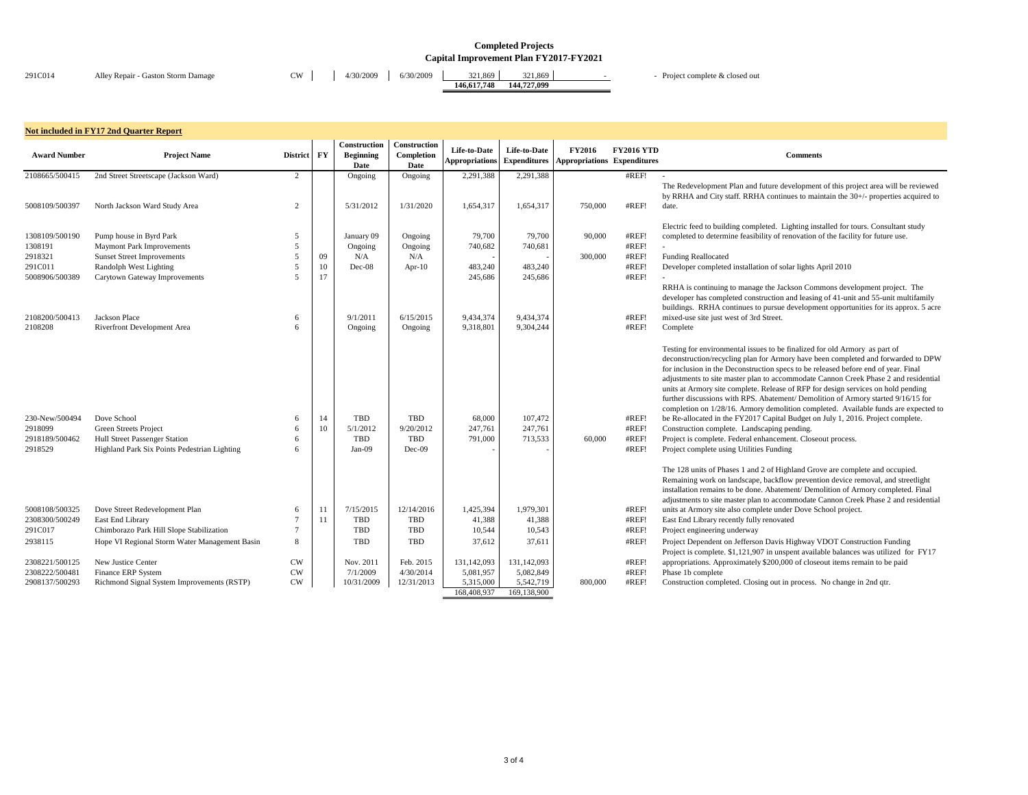## Completed Projects
### Capital Improvement Plan FY2017-FY2021

| | | | | | | | | | | |
|---|---|---|---|---|---|---|---|---|---|---|
| 291C014 | Alley Repair - Gaston Storm Damage | CW | | 4/30/2009 | 6/30/2009 | 321,869 | 321,869 | - | - | Project complete & closed out |
| | | | | | | 146,617,748 | 144,727,099 | | | |

### Not included in FY17 2nd Quarter Report

| Award Number | Project Name | District | FY | Construction Beginning Date | Construction Completion Date | Life-to-Date Appropriations | Life-to-Date Expenditures | FY2016 Appropriations | FY2016 YTD Expenditures | Comments |
|---|---|---|---|---|---|---|---|---|---|---|
| 2108665/500415 | 2nd Street Streetscape (Jackson Ward) | 2 | | Ongoing | Ongoing | 2,291,388 | 2,291,388 | | #REF! | - |
| 5008109/500397 | North Jackson Ward Study Area | 2 | | 5/31/2012 | 1/31/2020 | 1,654,317 | 1,654,317 | 750,000 | #REF! | The Redevelopment Plan and future development of this project area will be reviewed by RRHA and City staff. RRHA continues to maintain the 30+/- properties acquired to date. |
| 1308109/500190 | Pump house in Byrd Park | 5 | | January 09 | Ongoing | 79,700 | 79,700 | 90,000 | #REF! | Electric feed to building completed. Lighting installed for tours. Consultant study completed to determine feasibility of renovation of the facility for future use. |
| 1308191 | Maymont Park Improvements | 5 | | Ongoing | Ongoing | 740,682 | 740,681 | | #REF! | - |
| 2918321 | Sunset Street Improvements | 5 | 09 | N/A | N/A | - | - | 300,000 | #REF! | Funding Reallocated |
| 291C011 | Randolph West Lighting | 5 | 10 | Dec-08 | Apr-10 | 483,240 | 483,240 | | #REF! | Developer completed installation of solar lights April 2010 |
| 5008906/500389 | Carytown Gateway Improvements | 5 | 17 | | | 245,686 | 245,686 | | #REF! | - |
| 2108200/500413 | Jackson Place | 6 | | 9/1/2011 | 6/15/2015 | 9,434,374 | 9,434,374 | | #REF! | RRHA is continuing to manage the Jackson Commons development project. The developer has completed construction and leasing of 41-unit and 55-unit multifamily buildings. RRHA continues to pursue development opportunities for its approx. 5 acre mixed-use site just west of 3rd Street. |
| 2108208 | Riverfront Development Area | 6 | | Ongoing | Ongoing | 9,318,801 | 9,304,244 | | #REF! | Complete |
| 230-New/500494 | Dove School | 6 | 14 | TBD | TBD | 68,000 | 107,472 | | #REF! | Testing for environmental issues to be finalized for old Armory as part of deconstruction/recycling plan for Armory have been completed and forwarded to DPW for inclusion in the Deconstruction specs to be released before end of year. Final adjustments to site master plan to accommodate Cannon Creek Phase 2 and residential units at Armory site complete. Release of RFP for design services on hold pending further discussions with RPS. Abatement/ Demolition of Armory started 9/16/15 for completion on 1/28/16. Armory demolition completed. Available funds are expected to be Re-allocated in the FY2017 Capital Budget on July 1, 2016. Project complete. |
| 2918099 | Green Streets Project | 6 | 10 | 5/1/2012 | 9/20/2012 | 247,761 | 247,761 | | #REF! | Construction complete. Landscaping pending. |
| 2918189/500462 | Hull Street Passenger Station | 6 | | TBD | TBD | 791,000 | 713,533 | 60,000 | #REF! | Project is complete. Federal enhancement. Closeout process. |
| 2918529 | Highland Park Six Points Pedestrian Lighting | 6 | | Jan-09 | Dec-09 | - | - | | #REF! | Project complete using Utilities Funding |
| 5008108/500325 | Dove Street Redevelopment Plan | 6 | 11 | 7/15/2015 | 12/14/2016 | 1,425,394 | 1,979,301 | | #REF! | The 128 units of Phases 1 and 2 of Highland Grove are complete and occupied. Remaining work on landscape, backflow prevention device removal, and streetlight installation remains to be done. Abatement/ Demolition of Armory completed. Final adjustments to site master plan to accommodate Cannon Creek Phase 2 and residential units at Armory site also complete under Dove School project. |
| 2308300/500249 | East End Library | 7 | 11 | TBD | TBD | 41,388 | 41,388 | | #REF! | East End Library recently fully renovated |
| 291C017 | Chimborazo Park Hill Slope Stabilization | 7 | | TBD | TBD | 10,544 | 10,543 | | #REF! | Project engineering underway |
| 2938115 | Hope VI Regional Storm Water Management Basin | 8 | | TBD | TBD | 37,612 | 37,611 | | #REF! | Project Dependent on Jefferson Davis Highway VDOT Construction Funding |
| 2308221/500125 | New Justice Center | CW | | Nov. 2011 | Feb. 2015 | 131,142,093 | 131,142,093 | | #REF! | Project is complete. $1,121,907 in unspent available balances was utilized for FY17 appropriations. Approximately $200,000 of closeout items remain to be paid |
| 2308222/500481 | Finance ERP System | CW | | 7/1/2009 | 4/30/2014 | 5,081,957 | 5,082,849 | | #REF! | Phase 1b complete |
| 2908137/500293 | Richmond Signal System Improvements (RSTP) | CW | | 10/31/2009 | 12/31/2013 | 5,315,000 | 5,542,719 | 800,000 | #REF! | Construction completed. Closing out in process. No change in 2nd qtr. |
| | | | | | | 168,408,937 | 169,138,900 | | | |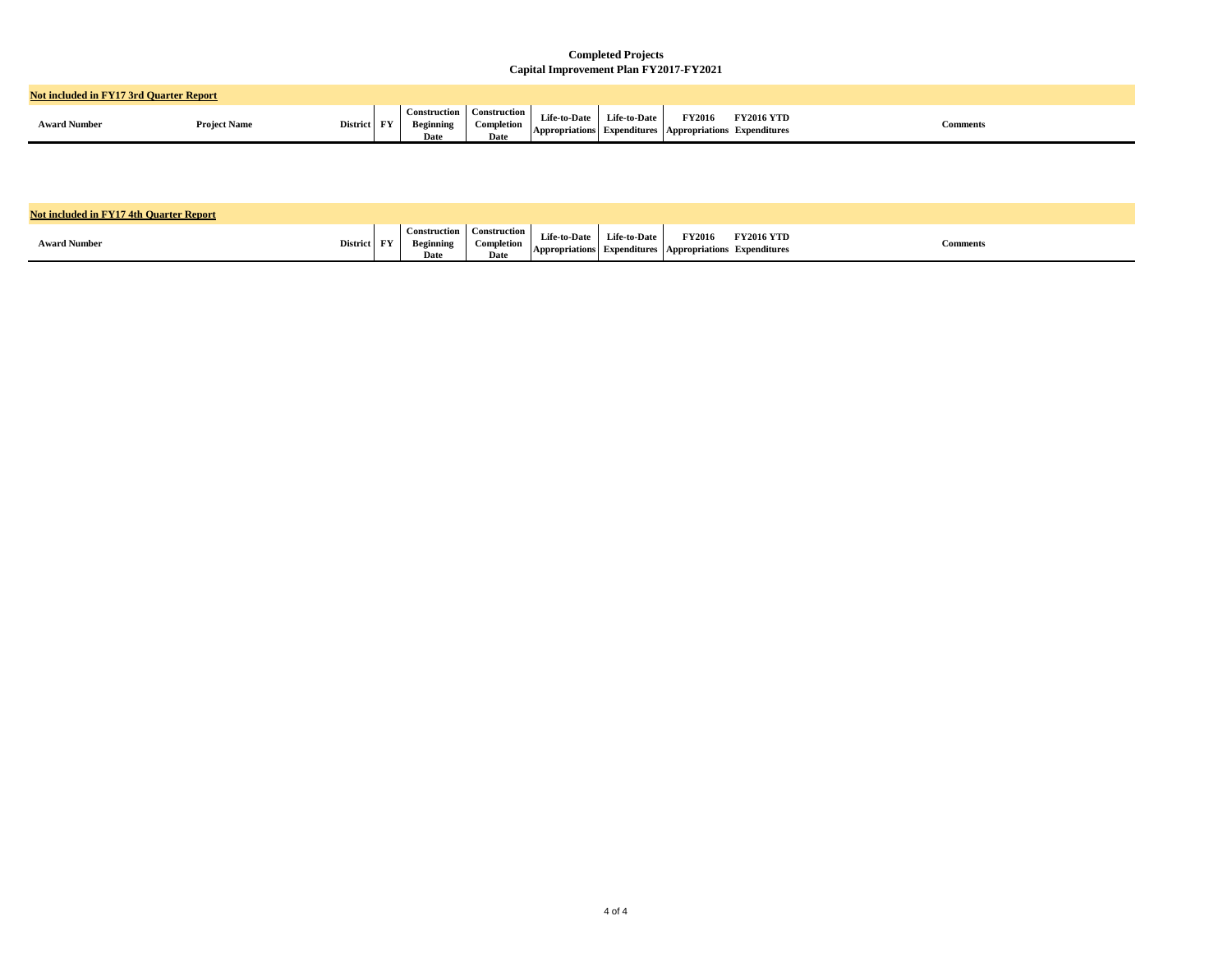**Completed Projects**
**Capital Improvement Plan FY2017-FY2021**

**Not included in FY17 3rd Quarter Report**

| Award Number | Project Name | District | FY | Construction Beginning Date | Construction Completion Date | Life-to-Date Appropriations | Life-to-Date Expenditures | FY2016 Appropriations | FY2016 YTD Expenditures | Comments |
|---|---|---|---|---|---|---|---|---|---|---|

**Not included in FY17 4th Quarter Report**

| Award Number | District | FY | Construction Beginning Date | Construction Completion Date | Life-to-Date Appropriations | Life-to-Date Expenditures | FY2016 Appropriations | FY2016 YTD Expenditures | Comments |
|---|---|---|---|---|---|---|---|---|---|